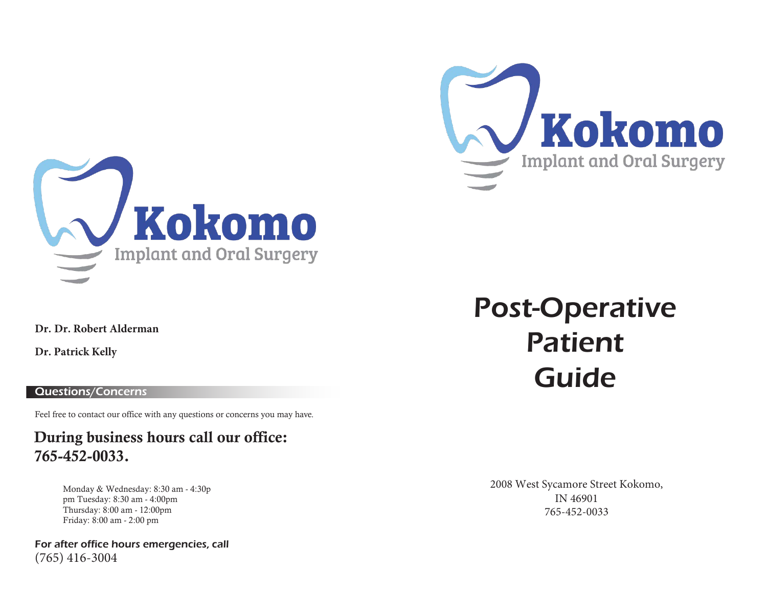Kokomo
Implant and Oral Surgery

**Dr. Dr. Robert Alderman**

**Dr. Patrick Kelly**

## Questions/Concerns

Feel free to contact our office with any questions or concerns you may have.

### During business hours call our office: 765-452-0033.

Monday & Wednesday: 8:30 am - 4:30p
pm Tuesday: 8:30 am - 4:00pm
Thursday: 8:00 am - 12:00pm
Friday: 8:00 am - 2:00 pm

*For after office hours emergencies, call*
(765) 416-3004

Kokomo
Implant and Oral Surgery

# Post-Operative Patient Guide

2008 West Sycamore Street Kokomo,
IN 46901
765-452-0033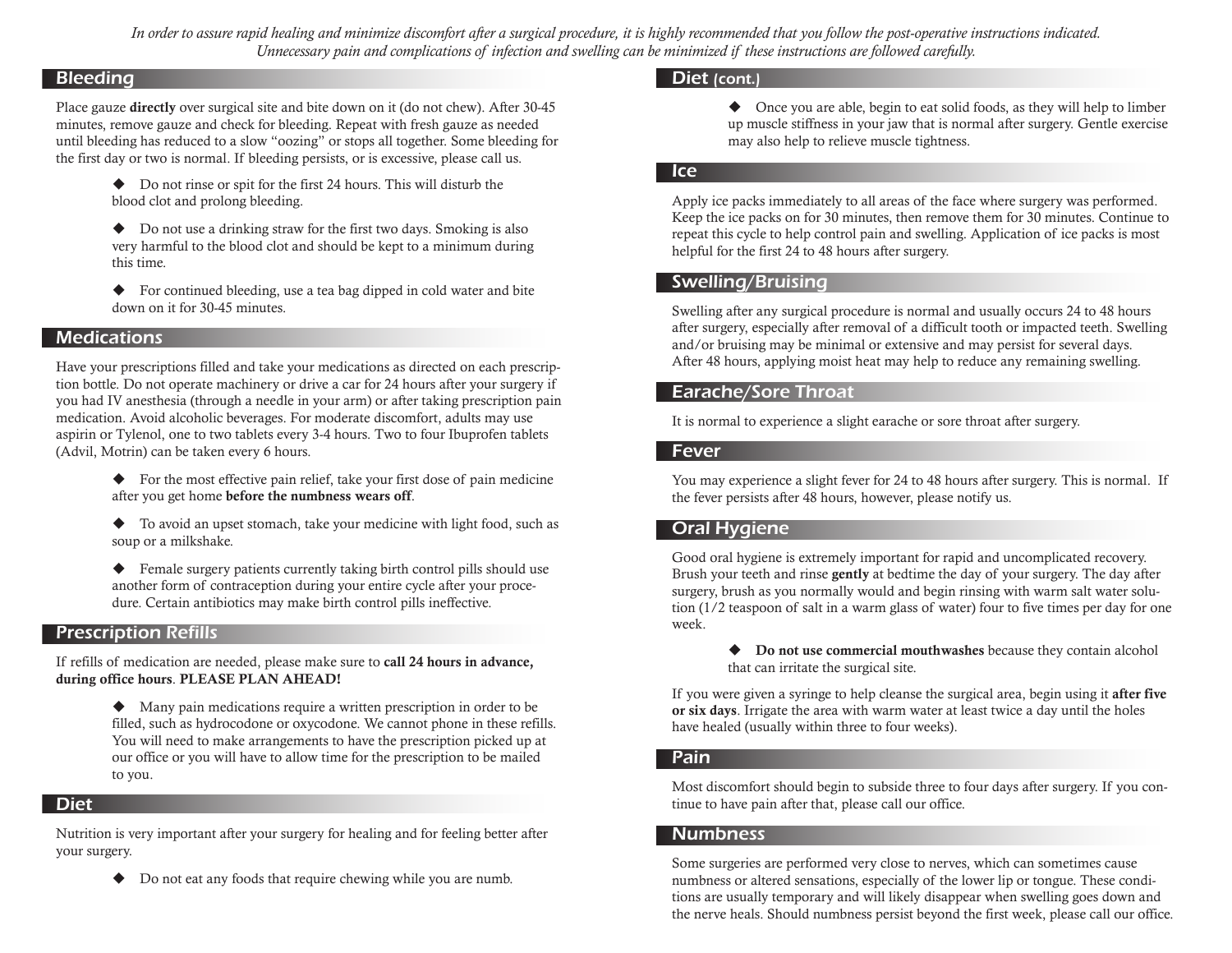*In order to assure rapid healing and minimize discomfort after a surgical procedure, it is highly recommended that you follow the post-operative instructions indicated. Unnecessary pain and complications of infection and swelling can be minimized if these instructions are followed carefully.*

## Bleeding

Place gauze **directly** over surgical site and bite down on it (do not chew). After 30-45 minutes, remove gauze and check for bleeding. Repeat with fresh gauze as needed until bleeding has reduced to a slow "oozing" or stops all together. Some bleeding for the first day or two is normal. If bleeding persists, or is excessive, please call us.

- Do not rinse or spit for the first 24 hours. This will disturb the blood clot and prolong bleeding.
- Do not use a drinking straw for the first two days. Smoking is also very harmful to the blood clot and should be kept to a minimum during this time.
- For continued bleeding, use a tea bag dipped in cold water and bite down on it for 30-45 minutes.

## Medications

Have your prescriptions filled and take your medications as directed on each prescription bottle. Do not operate machinery or drive a car for 24 hours after your surgery if you had IV anesthesia (through a needle in your arm) or after taking prescription pain medication. Avoid alcoholic beverages. For moderate discomfort, adults may use aspirin or Tylenol, one to two tablets every 3-4 hours. Two to four Ibuprofen tablets (Advil, Motrin) can be taken every 6 hours.

- For the most effective pain relief, take your first dose of pain medicine after you get home **before the numbness wears off**.
- To avoid an upset stomach, take your medicine with light food, such as soup or a milkshake.
- Female surgery patients currently taking birth control pills should use another form of contraception during your entire cycle after your procedure. Certain antibiotics may make birth control pills ineffective.

## Prescription Refills

If refills of medication are needed, please make sure to **call 24 hours in advance, during office hours**. **PLEASE PLAN AHEAD!**

- Many pain medications require a written prescription in order to be filled, such as hydrocodone or oxycodone. We cannot phone in these refills. You will need to make arrangements to have the prescription picked up at our office or you will have to allow time for the prescription to be mailed to you.

## Diet

Nutrition is very important after your surgery for healing and for feeling better after your surgery.

- Do not eat any foods that require chewing while you are numb.

## Diet (cont.)

- Once you are able, begin to eat solid foods, as they will help to limber up muscle stiffness in your jaw that is normal after surgery. Gentle exercise may also help to relieve muscle tightness.

## Ice

Apply ice packs immediately to all areas of the face where surgery was performed. Keep the ice packs on for 30 minutes, then remove them for 30 minutes. Continue to repeat this cycle to help control pain and swelling. Application of ice packs is most helpful for the first 24 to 48 hours after surgery.

## Swelling/Bruising

Swelling after any surgical procedure is normal and usually occurs 24 to 48 hours after surgery, especially after removal of a difficult tooth or impacted teeth. Swelling and/or bruising may be minimal or extensive and may persist for several days. After 48 hours, applying moist heat may help to reduce any remaining swelling.

## Earache/Sore Throat

It is normal to experience a slight earache or sore throat after surgery.

## Fever

You may experience a slight fever for 24 to 48 hours after surgery. This is normal. If the fever persists after 48 hours, however, please notify us.

## Oral Hygiene

Good oral hygiene is extremely important for rapid and uncomplicated recovery. Brush your teeth and rinse **gently** at bedtime the day of your surgery. The day after surgery, brush as you normally would and begin rinsing with warm salt water solution (1/2 teaspoon of salt in a warm glass of water) four to five times per day for one week.

- **Do not use commercial mouthwashes** because they contain alcohol that can irritate the surgical site.

If you were given a syringe to help cleanse the surgical area, begin using it **after five or six days**. Irrigate the area with warm water at least twice a day until the holes have healed (usually within three to four weeks).

## Pain

Most discomfort should begin to subside three to four days after surgery. If you continue to have pain after that, please call our office.

## Numbness

Some surgeries are performed very close to nerves, which can sometimes cause numbness or altered sensations, especially of the lower lip or tongue. These conditions are usually temporary and will likely disappear when swelling goes down and the nerve heals. Should numbness persist beyond the first week, please call our office.